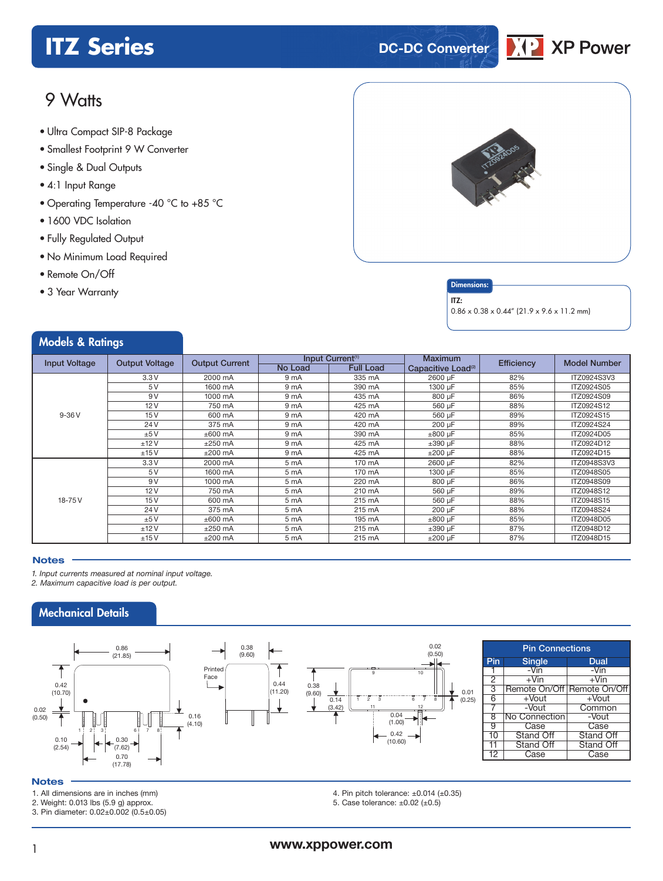# ITZ Series

DC-DC Converter

XP Power

## 9 Watts

- Ultra Compact SIP-8 Package
- Smallest Footprint 9 W Converter
- Single & Dual Outputs
- 4:1 Input Range
- Operating Temperature -40 °C to +85 °C
- 1600 VDC Isolation
- Fully Regulated Output
- No Minimum Load Required
- Remote On/Off
- 3 Year Warranty

**Dimensions:**

ITZ:
0.86 x 0.38 x 0.44" (21.9 x 9.6 x 11.2 mm)

## Models & Ratings

| Input Voltage | Output Voltage | Output Current | Input Current[1] | | Maximum Capacitive Load[2] | Efficiency | Model Number |
|---|---|---|---|---|---|---|---|
| | | | No Load | Full Load | | | |
| 9-36 V | 3.3 V | 2000 mA | 9 mA | 335 mA | 2600 µF | 82% | ITZ0924S3V3 |
| | 5 V | 1600 mA | 9 mA | 390 mA | 1300 µF | 85% | ITZ0924S05 |
| | 9 V | 1000 mA | 9 mA | 435 mA | 800 µF | 86% | ITZ0924S09 |
| | 12 V | 750 mA | 9 mA | 425 mA | 560 µF | 88% | ITZ0924S12 |
| | 15 V | 600 mA | 9 mA | 420 mA | 560 µF | 89% | ITZ0924S15 |
| | 24 V | 375 mA | 9 mA | 420 mA | 200 µF | 89% | ITZ0924S24 |
| | ±5 V | ±600 mA | 9 mA | 390 mA | ±800 µF | 85% | ITZ0924D05 |
| | ±12 V | ±250 mA | 9 mA | 425 mA | ±390 µF | 88% | ITZ0924D12 |
| | ±15 V | ±200 mA | 9 mA | 425 mA | ±200 µF | 88% | ITZ0924D15 |
| 18-75 V | 3.3 V | 2000 mA | 5 mA | 170 mA | 2600 µF | 82% | ITZ0948S3V3 |
| | 5 V | 1600 mA | 5 mA | 170 mA | 1300 µF | 85% | ITZ0948S05 |
| | 9 V | 1000 mA | 5 mA | 220 mA | 800 µF | 86% | ITZ0948S09 |
| | 12 V | 750 mA | 5 mA | 210 mA | 560 µF | 89% | ITZ0948S12 |
| | 15 V | 600 mA | 5 mA | 215 mA | 560 µF | 88% | ITZ0948S15 |
| | 24 V | 375 mA | 5 mA | 215 mA | 200 µF | 88% | ITZ0948S24 |
| | ±5 V | ±600 mA | 5 mA | 195 mA | ±800 µF | 85% | ITZ0948D05 |
| | ±12 V | ±250 mA | 5 mA | 215 mA | ±390 µF | 87% | ITZ0948D12 |
| | ±15 V | ±200 mA | 5 mA | 215 mA | ±200 µF | 87% | ITZ0948D15 |

### Notes

*1. Input currents measured at nominal input voltage.*
*2. Maximum capacitive load is per output.*

## Mechanical Details

| Pin | Single | Dual |
|---|---|---|
| 1 | -Vin | -Vin |
| 2 | +Vin | +Vin |
| 3 | Remote On/Off | Remote On/Off |
| 6 | +Vout | +Vout |
| 7 | -Vout | Common |
| 8 | No Connection | -Vout |
| 9 | Case | Case |
| 10 | Stand Off | Stand Off |
| 11 | Stand Off | Stand Off |
| 12 | Case | Case |

### Notes

1. All dimensions are in inches (mm)
2. Weight: 0.013 lbs (5.9 g) approx.
3. Pin diameter: 0.02±0.002 (0.5±0.05)
4. Pin pitch tolerance: ±0.014 (±0.35)
5. Case tolerance: ±0.02 (±0.5)

www.xppower.com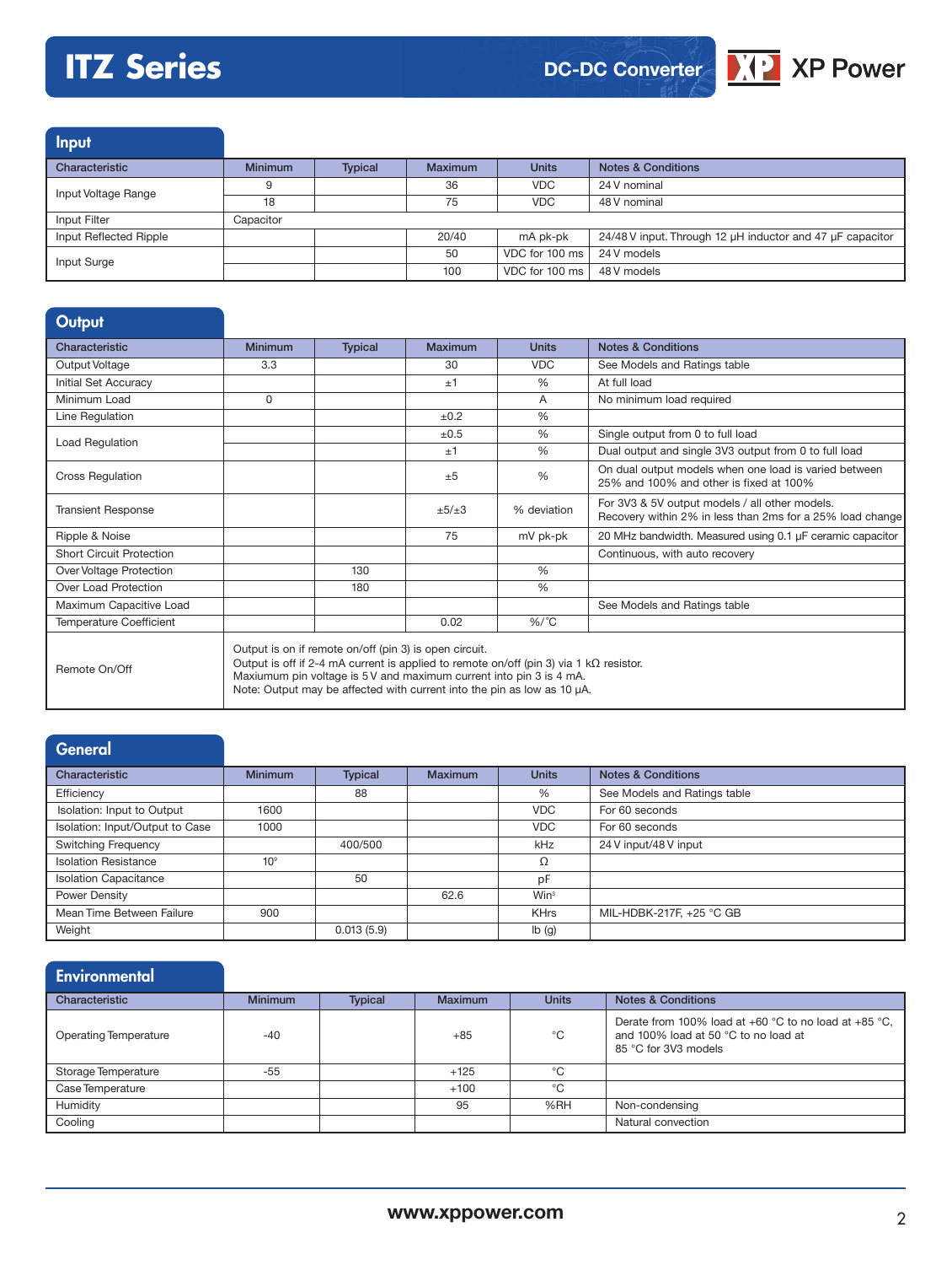# ITZ Series

DC-DC Converter

## Input

| Characteristic | Minimum | Typical | Maximum | Units | Notes & Conditions |
|---|---|---|---|---|---|
| Input Voltage Range | 9 | | 36 | VDC | 24 V nominal |
| | 18 | | 75 | VDC | 48 V nominal |
| Input Filter | Capacitor | | | | |
| Input Reflected Ripple | | | 20/40 | mA pk-pk | 24/48 V input. Through 12 µH inductor and 47 µF capacitor |
| Input Surge | | | 50 | VDC for 100 ms | 24 V models |
| | | | 100 | VDC for 100 ms | 48 V models |

## Output

| Characteristic | Minimum | Typical | Maximum | Units | Notes & Conditions |
|---|---|---|---|---|---|
| Output Voltage | 3.3 | | 30 | VDC | See Models and Ratings table |
| Initial Set Accuracy | | | ±1 | % | At full load |
| Minimum Load | 0 | | | A | No minimum load required |
| Line Regulation | | | ±0.2 | % | |
| Load Regulation | | | ±0.5 | % | Single output from 0 to full load |
| | | | ±1 | % | Dual output and single 3V3 output from 0 to full load |
| Cross Regulation | | | ±5 | % | On dual output models when one load is varied between 25% and 100% and other is fixed at 100% |
| Transient Response | | | ±5/±3 | % deviation | For 3V3 & 5V output models / all other models. Recovery within 2% in less than 2ms for a 25% load change |
| Ripple & Noise | | | 75 | mV pk-pk | 20 MHz bandwidth. Measured using 0.1 µF ceramic capacitor |
| Short Circuit Protection | | | | | Continuous, with auto recovery |
| Over Voltage Protection | | 130 | | % | |
| Over Load Protection | | 180 | | % | |
| Maximum Capacitive Load | | | | | See Models and Ratings table |
| Temperature Coefficient | | | 0.02 | %/°C | |
| Remote On/Off | Output is on if remote on/off (pin 3) is open circuit. Output is off if 2-4 mA current is applied to remote on/off (pin 3) via 1 kΩ resistor. Maxiumum pin voltage is 5 V and maximum current into pin 3 is 4 mA. Note: Output may be affected with current into the pin as low as 10 µA. | | | | |

## General

| Characteristic | Minimum | Typical | Maximum | Units | Notes & Conditions |
|---|---|---|---|---|---|
| Efficiency | | 88 | | % | See Models and Ratings table |
| Isolation: Input to Output | 1600 | | | VDC | For 60 seconds |
| Isolation: Input/Output to Case | 1000 | | | VDC | For 60 seconds |
| Switching Frequency | | 400/500 | | kHz | 24 V input/48 V input |
| Isolation Resistance | $10^9$ | | | Ω | |
| Isolation Capacitance | | 50 | | pF | |
| Power Density | | | 62.6 | $Win^3$ | |
| Mean Time Between Failure | 900 | | | KHrs | MIL-HDBK-217F, +25 °C GB |
| Weight | | 0.013 (5.9) | | lb (g) | |

## Environmental

| Characteristic | Minimum | Typical | Maximum | Units | Notes & Conditions |
|---|---|---|---|---|---|
| Operating Temperature | -40 | | +85 | °C | Derate from 100% load at +60 °C to no load at +85 °C, and 100% load at 50 °C to no load at 85 °C for 3V3 models |
| Storage Temperature | -55 | | +125 | °C | |
| Case Temperature | | | +100 | °C | |
| Humidity | | | 95 | %RH | Non-condensing |
| Cooling | | | | | Natural convection |

www.xppower.com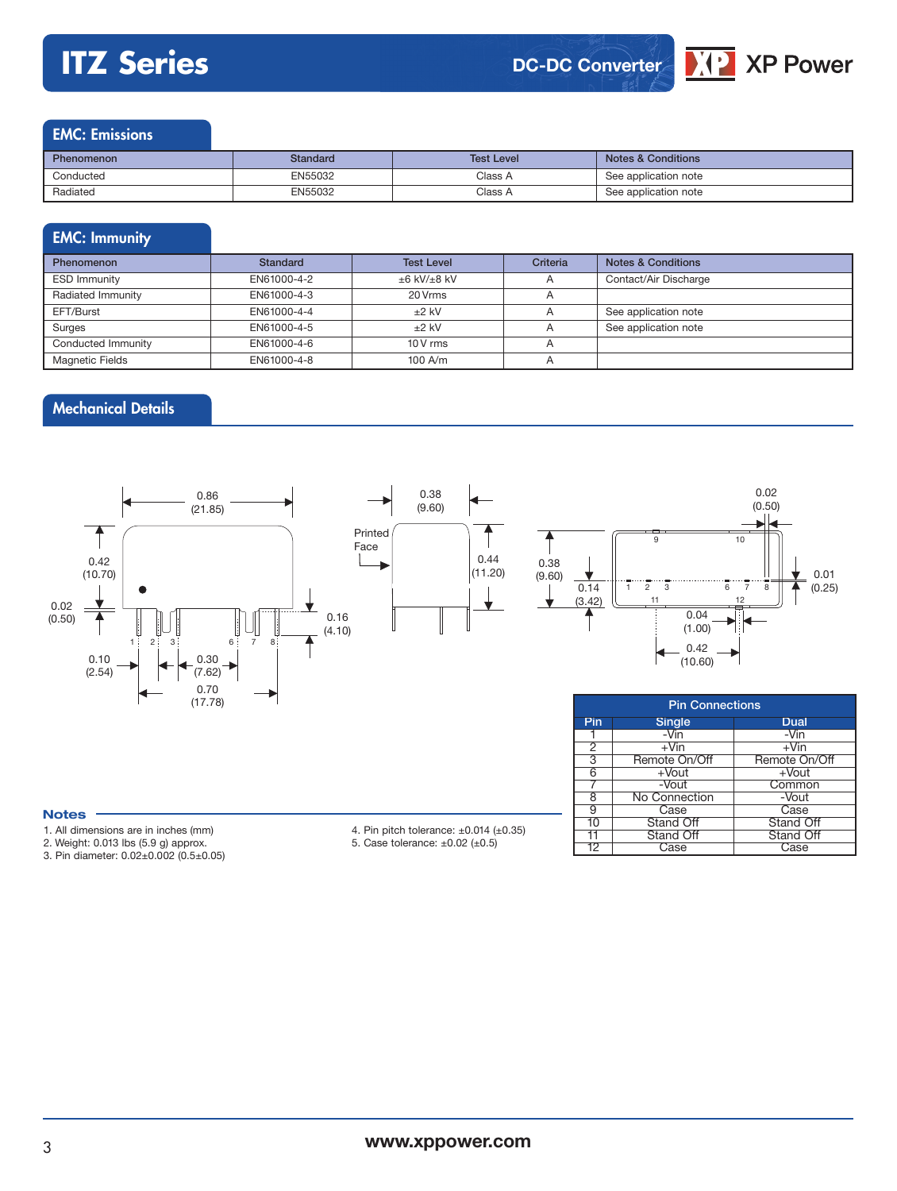## EMC: Emissions

| Phenomenon | Standard | Test Level | Notes & Conditions |
|---|---|---|---|
| Conducted | EN55032 | Class A | See application note |
| Radiated | EN55032 | Class A | See application note |

## EMC: Immunity

| Phenomenon | Standard | Test Level | Criteria | Notes & Conditions |
|---|---|---|---|---|
| ESD Immunity | EN61000-4-2 | ±6 kV/±8 kV | A | Contact/Air Discharge |
| Radiated Immunity | EN61000-4-3 | 20 Vrms | A | |
| EFT/Burst | EN61000-4-4 | ±2 kV | A | See application note |
| Surges | EN61000-4-5 | ±2 kV | A | See application note |
| Conducted Immunity | EN61000-4-6 | 10 V rms | A | |
| Magnetic Fields | EN61000-4-8 | 100 A/m | A | |

## Mechanical Details

0.86 (21.85)
0.42 (10.70)
0.02 (0.50)
0.16 (4.10)
0.10 (2.54)
0.30 (7.62)
0.70 (17.78)
0.38 (9.60)
Printed Face
0.44 (11.20)
0.38 (9.60)
0.14 (3.42)
0.02 (0.50)
0.01 (0.25)
0.04 (1.00)
0.42 (10.60)

### Notes

1. All dimensions are in inches (mm)
2. Weight: 0.013 lbs (5.9 g) approx.
3. Pin diameter: 0.02±0.002 (0.5±0.05)
4. Pin pitch tolerance: ±0.014 (±0.35)
5. Case tolerance: ±0.02 (±0.5)

| Pin Connections | | |
|---|---|---|
| Pin | Single | Dual |
| 1 | -Vin | -Vin |
| 2 | +Vin | +Vin |
| 3 | Remote On/Off | Remote On/Off |
| 6 | +Vout | +Vout |
| 7 | -Vout | Common |
| 8 | No Connection | -Vout |
| 9 | Case | Case |
| 10 | Stand Off | Stand Off |
| 11 | Stand Off | Stand Off |
| 12 | Case | Case |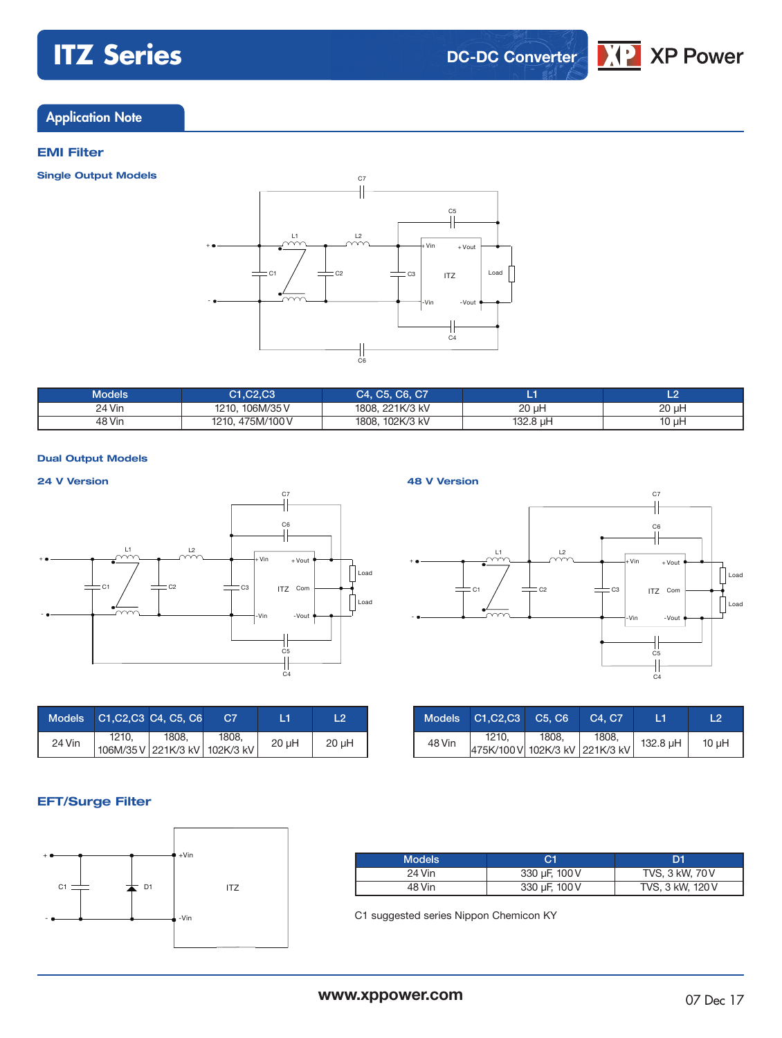## Application Note

### EMI Filter

#### Single Output Models

C7

C5

L1 L2

+ +Vin +Vout

C1 C2 C3 ITZ Load

- -Vin -Vout

C4

C6

| Models | C1,C2,C3 | C4, C5, C6, C7 | L1 | L2 |
|---|---|---|---|---|
| 24 Vin | 1210, 106M/35 V | 1808, 221K/3 kV | 20 µH | 20 µH |
| 48 Vin | 1210, 475M/100 V | 1808, 102K/3 kV | 132.8 µH | 10 µH |

#### Dual Output Models

**24 V Version**

C7

C6

L1 L2

+ +Vin +Vout Load

C1 C2 C3 ITZ Com

- -Vin -Vout Load

C5

C4

| Models | C1,C2,C3 | C4, C5, C6 | C7 | L1 | L2 |
|---|---|---|---|---|---|
| 24 Vin | 1210, 106M/35 V | 1808, 221K/3 kV | 1808, 102K/3 kV | 20 µH | 20 µH |

**48 V Version**

C7

C6

L1 L2

+ +Vin +Vout Load

C1 C2 C3 ITZ Com

- -Vin -Vout Load

C5

C4

| Models | C1,C2,C3 | C5, C6 | C4, C7 | L1 | L2 |
|---|---|---|---|---|---|
| 48 Vin | 1210, 475K/100 V | 1808, 102K/3 kV | 1808, 221K/3 kV | 132.8 µH | 10 µH |

### EFT/Surge Filter

+ +Vin

C1 D1 ITZ

- -Vin

| Models | C1 | D1 |
|---|---|---|
| 24 Vin | 330 µF, 100 V | TVS, 3 kW, 70 V |
| 48 Vin | 330 µF, 100 V | TVS, 3 kW, 120 V |

C1 suggested series Nippon Chemicon KY